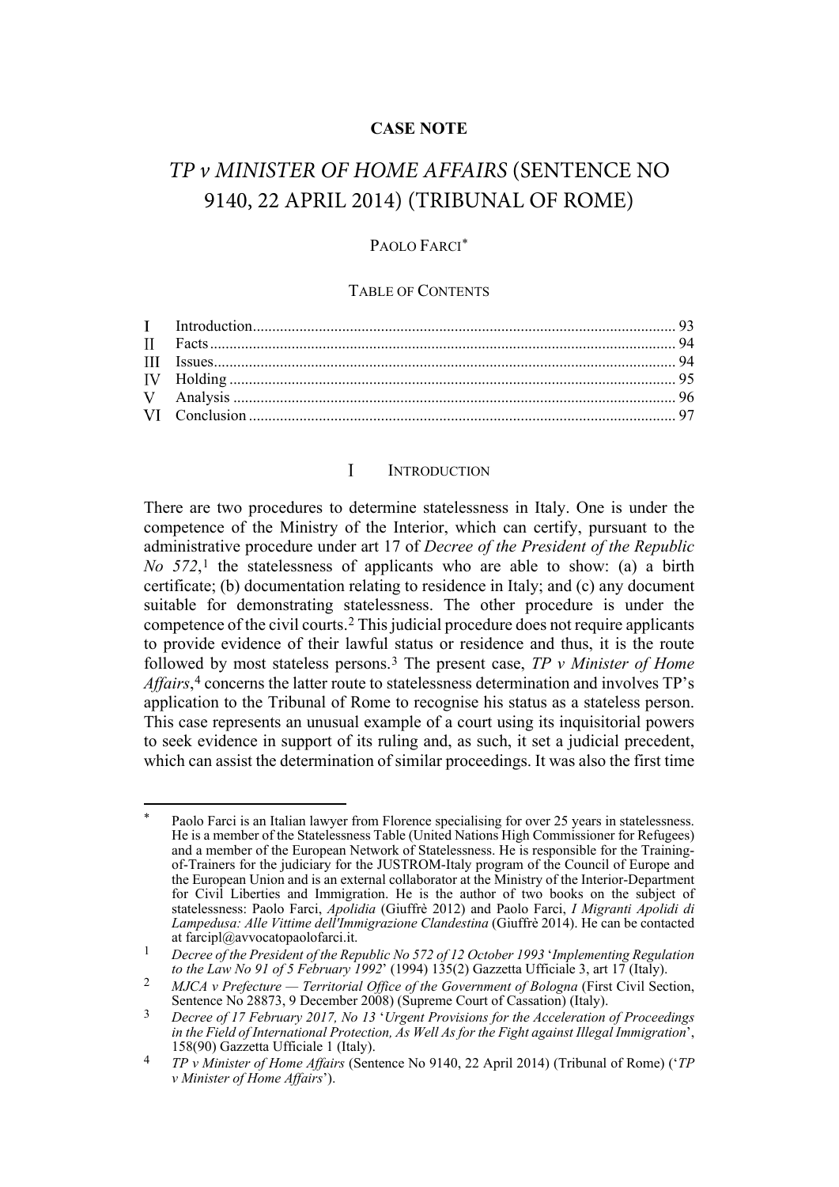**CASE NOTE**

# *TP v MINISTER OF HOME AFFAIRS* (SENTENCE NO 9140, 22 APRIL 2014) (TRIBUNAL OF ROME)

PAOLO FARCI[*]

TABLE OF CONTENTS

| | | |
|---|---|---|
| I | Introduction | 93 |
| II | Facts | 94 |
| III | Issues | 94 |
| IV | Holding | 95 |
| V | Analysis | 96 |
| VI | Conclusion | 97 |

## I INTRODUCTION

There are two procedures to determine statelessness in Italy. One is under the competence of the Ministry of the Interior, which can certify, pursuant to the administrative procedure under art 17 of *Decree of the President of the Republic No 572*,[1] the statelessness of applicants who are able to show: (a) a birth certificate; (b) documentation relating to residence in Italy; and (c) any document suitable for demonstrating statelessness. The other procedure is under the competence of the civil courts.[2] This judicial procedure does not require applicants to provide evidence of their lawful status or residence and thus, it is the route followed by most stateless persons.[3] The present case, *TP v Minister of Home Affairs*,[4] concerns the latter route to statelessness determination and involves TP's application to the Tribunal of Rome to recognise his status as a stateless person. This case represents an unusual example of a court using its inquisitorial powers to seek evidence in support of its ruling and, as such, it set a judicial precedent, which can assist the determination of similar proceedings. It was also the first time

---

[*] Paolo Farci is an Italian lawyer from Florence specialising for over 25 years in statelessness. He is a member of the Statelessness Table (United Nations High Commissioner for Refugees) and a member of the European Network of Statelessness. He is responsible for the Training-of-Trainers for the judiciary for the JUSTROM-Italy program of the Council of Europe and the European Union and is an external collaborator at the Ministry of the Interior-Department for Civil Liberties and Immigration. He is the author of two books on the subject of statelessness: Paolo Farci, *Apolidia* (Giuffrè 2012) and Paolo Farci, *I Migranti Apolidi di Lampedusa: Alle Vittime dell'Immigrazione Clandestina* (Giuffrè 2014). He can be contacted at farcipl@avvocatopaolofarci.it.

[1] *Decree of the President of the Republic No 572 of 12 October 1993* '*Implementing Regulation to the Law No 91 of 5 February 1992*' (1994) 135(2) Gazzetta Ufficiale 3, art 17 (Italy).

[2] *MJCA v Prefecture — Territorial Office of the Government of Bologna* (First Civil Section, Sentence No 28873, 9 December 2008) (Supreme Court of Cassation) (Italy).

[3] *Decree of 17 February 2017, No 13* '*Urgent Provisions for the Acceleration of Proceedings in the Field of International Protection, As Well As for the Fight against Illegal Immigration*', 158(90) Gazzetta Ufficiale 1 (Italy).

[4] *TP v Minister of Home Affairs* (Sentence No 9140, 22 April 2014) (Tribunal of Rome) ('*TP v Minister of Home Affairs*').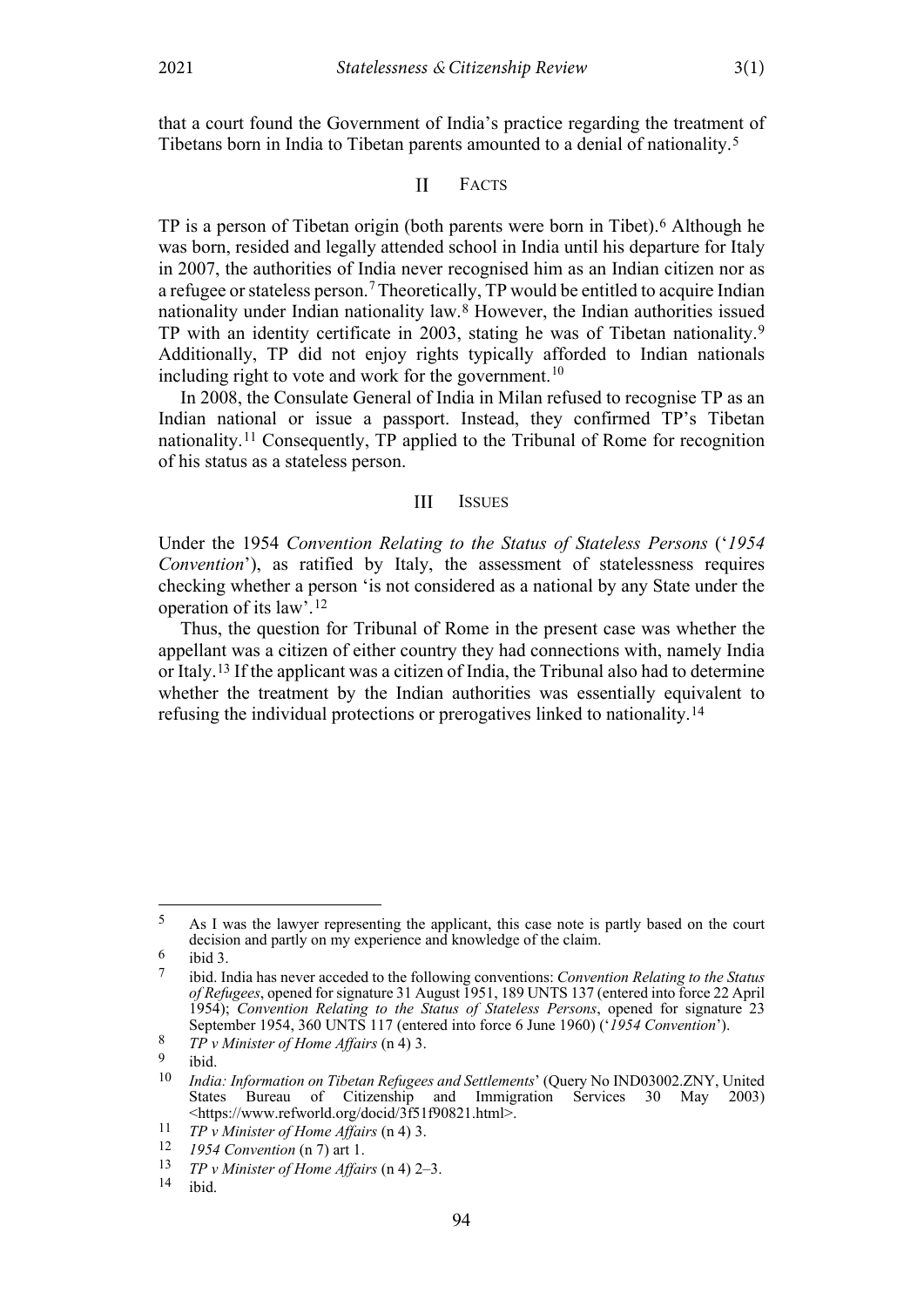that a court found the Government of India's practice regarding the treatment of Tibetans born in India to Tibetan parents amounted to a denial of nationality.[5]

## II Facts

TP is a person of Tibetan origin (both parents were born in Tibet).[6] Although he was born, resided and legally attended school in India until his departure for Italy in 2007, the authorities of India never recognised him as an Indian citizen nor as a refugee or stateless person.[7] Theoretically, TP would be entitled to acquire Indian nationality under Indian nationality law.[8] However, the Indian authorities issued TP with an identity certificate in 2003, stating he was of Tibetan nationality.[9] Additionally, TP did not enjoy rights typically afforded to Indian nationals including right to vote and work for the government.[10]

In 2008, the Consulate General of India in Milan refused to recognise TP as an Indian national or issue a passport. Instead, they confirmed TP's Tibetan nationality.[11] Consequently, TP applied to the Tribunal of Rome for recognition of his status as a stateless person.

## III Issues

Under the 1954 *Convention Relating to the Status of Stateless Persons* ('*1954 Convention*'), as ratified by Italy, the assessment of statelessness requires checking whether a person 'is not considered as a national by any State under the operation of its law'.[12]

Thus, the question for Tribunal of Rome in the present case was whether the appellant was a citizen of either country they had connections with, namely India or Italy.[13] If the applicant was a citizen of India, the Tribunal also had to determine whether the treatment by the Indian authorities was essentially equivalent to refusing the individual protections or prerogatives linked to nationality.[14]

---

5 As I was the lawyer representing the applicant, this case note is partly based on the court decision and partly on my experience and knowledge of the claim.

6 ibid 3.

7 ibid. India has never acceded to the following conventions: *Convention Relating to the Status of Refugees*, opened for signature 31 August 1951, 189 UNTS 137 (entered into force 22 April 1954); *Convention Relating to the Status of Stateless Persons*, opened for signature 23 September 1954, 360 UNTS 117 (entered into force 6 June 1960) ('*1954 Convention*').

8 *TP v Minister of Home Affairs* (n 4) 3.

9 ibid.

10 *India: Information on Tibetan Refugees and Settlements*' (Query No IND03002.ZNY, United States Bureau of Citizenship and Immigration Services 30 May 2003) <https://www.refworld.org/docid/3f51f90821.html>.

11 *TP v Minister of Home Affairs* (n 4) 3.

12 *1954 Convention* (n 7) art 1.

13 *TP v Minister of Home Affairs* (n 4) 2–3.

14 ibid.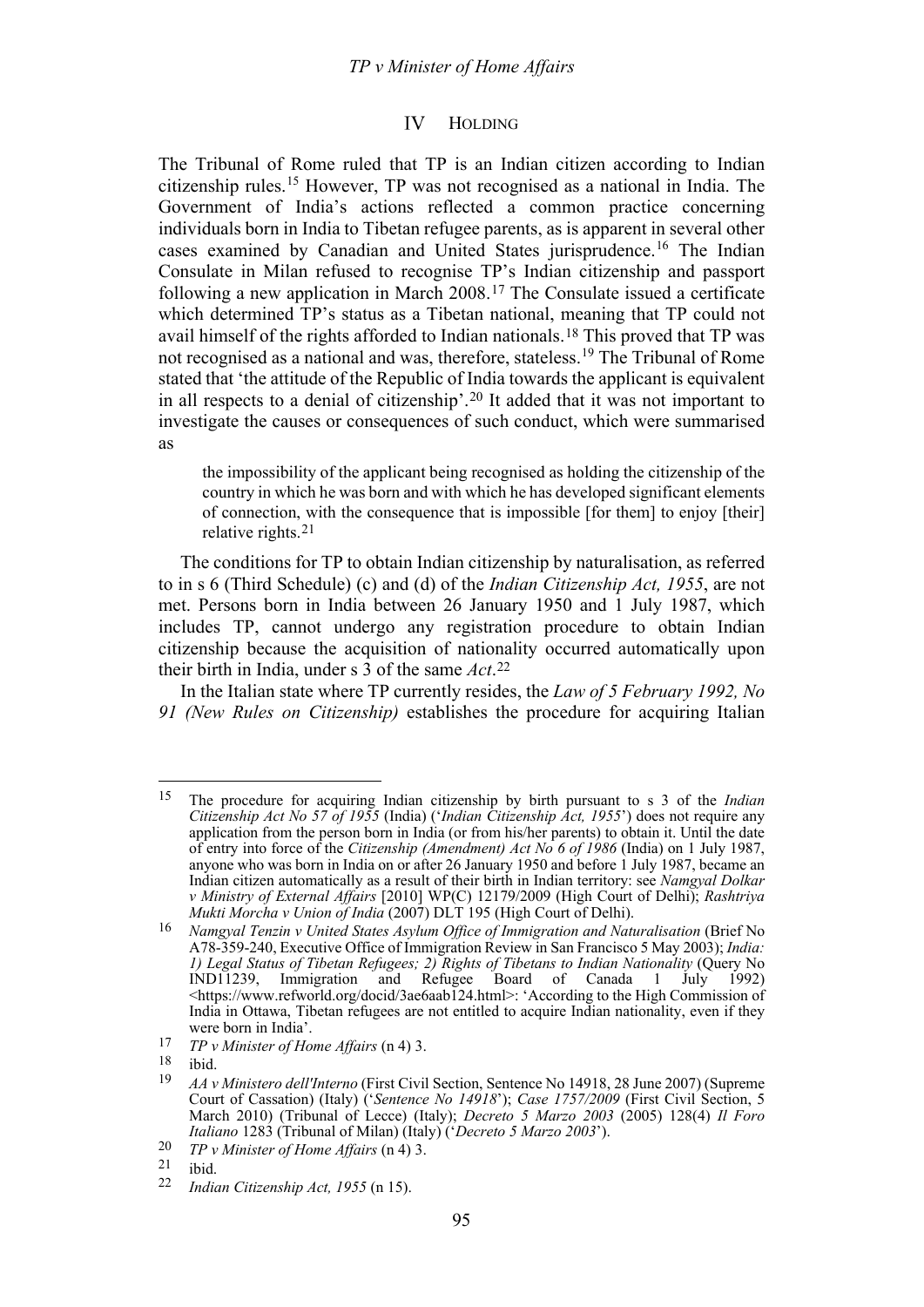## IV Holding

The Tribunal of Rome ruled that TP is an Indian citizen according to Indian citizenship rules.[15] However, TP was not recognised as a national in India. The Government of India's actions reflected a common practice concerning individuals born in India to Tibetan refugee parents, as is apparent in several other cases examined by Canadian and United States jurisprudence.[16] The Indian Consulate in Milan refused to recognise TP's Indian citizenship and passport following a new application in March 2008.[17] The Consulate issued a certificate which determined TP's status as a Tibetan national, meaning that TP could not avail himself of the rights afforded to Indian nationals.[18] This proved that TP was not recognised as a national and was, therefore, stateless.[19] The Tribunal of Rome stated that 'the attitude of the Republic of India towards the applicant is equivalent in all respects to a denial of citizenship'.[20] It added that it was not important to investigate the causes or consequences of such conduct, which were summarised as

> the impossibility of the applicant being recognised as holding the citizenship of the country in which he was born and with which he has developed significant elements of connection, with the consequence that is impossible [for them] to enjoy [their] relative rights.[21]

The conditions for TP to obtain Indian citizenship by naturalisation, as referred to in s 6 (Third Schedule) (c) and (d) of the *Indian Citizenship Act, 1955*, are not met. Persons born in India between 26 January 1950 and 1 July 1987, which includes TP, cannot undergo any registration procedure to obtain Indian citizenship because the acquisition of nationality occurred automatically upon their birth in India, under s 3 of the same *Act*.[22]

In the Italian state where TP currently resides, the *Law of 5 February 1992, No 91 (New Rules on Citizenship)* establishes the procedure for acquiring Italian

---

15 The procedure for acquiring Indian citizenship by birth pursuant to s 3 of the *Indian Citizenship Act No 57 of 1955* (India) ('*Indian Citizenship Act, 1955*') does not require any application from the person born in India (or from his/her parents) to obtain it. Until the date of entry into force of the *Citizenship (Amendment) Act No 6 of 1986* (India) on 1 July 1987, anyone who was born in India on or after 26 January 1950 and before 1 July 1987, became an Indian citizen automatically as a result of their birth in Indian territory: see *Namgyal Dolkar v Ministry of External Affairs* [2010] WP(C) 12179/2009 (High Court of Delhi); *Rashtriya Mukti Morcha v Union of India* (2007) DLT 195 (High Court of Delhi).

16 *Namgyal Tenzin v United States Asylum Office of Immigration and Naturalisation* (Brief No A78-359-240, Executive Office of Immigration Review in San Francisco 5 May 2003); *India: 1) Legal Status of Tibetan Refugees; 2) Rights of Tibetans to Indian Nationality* (Query No IND11239, Immigration and Refugee Board of Canada 1 July 1992) <https://www.refworld.org/docid/3ae6aab124.html>: 'According to the High Commission of India in Ottawa, Tibetan refugees are not entitled to acquire Indian nationality, even if they were born in India'.

17 *TP v Minister of Home Affairs* (n 4) 3.

18 ibid.

19 *AA v Ministero dell'Interno* (First Civil Section, Sentence No 14918, 28 June 2007) (Supreme Court of Cassation) (Italy) ('*Sentence No 14918*'); *Case 1757/2009* (First Civil Section, 5 March 2010) (Tribunal of Lecce) (Italy); *Decreto 5 Marzo 2003* (2005) 128(4) *Il Foro Italiano* 1283 (Tribunal of Milan) (Italy) ('*Decreto 5 Marzo 2003*').

20 *TP v Minister of Home Affairs* (n 4) 3.

21 ibid.

22 *Indian Citizenship Act, 1955* (n 15).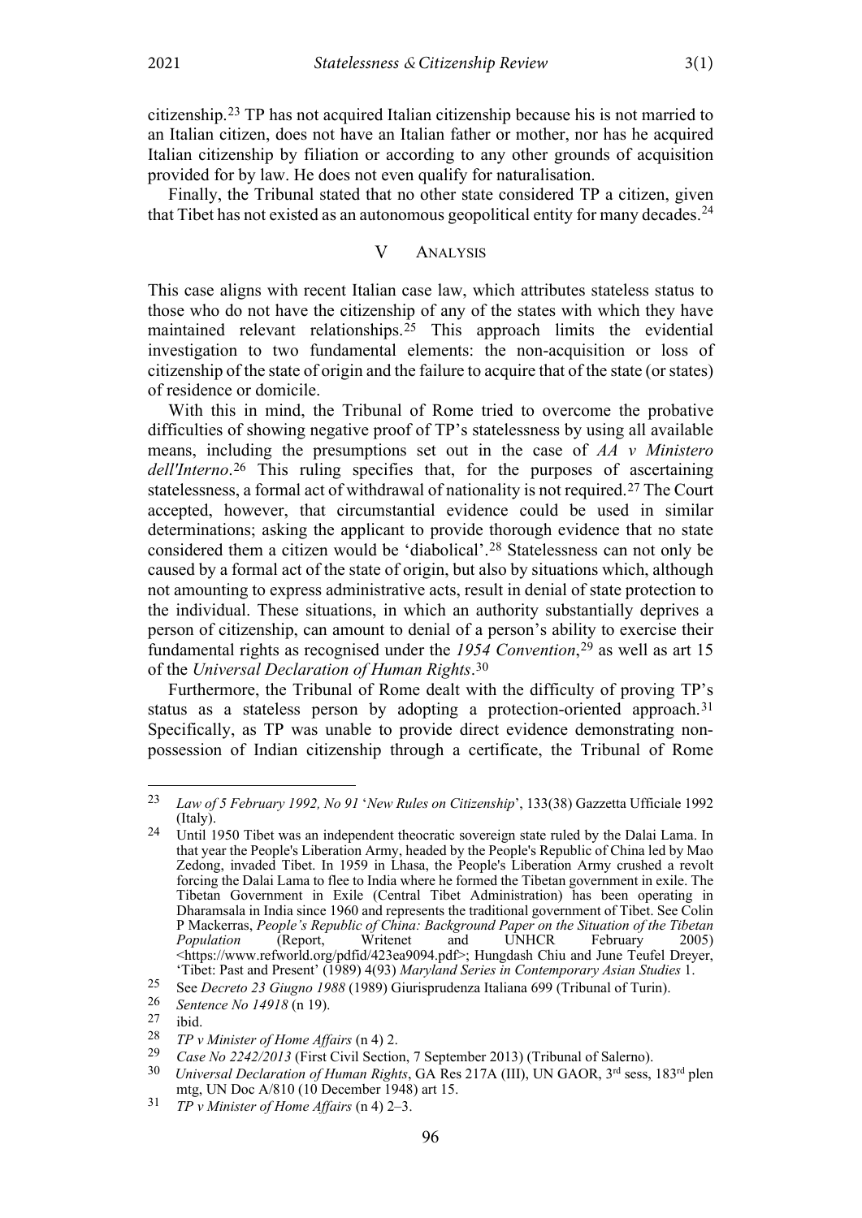citizenship.[23] TP has not acquired Italian citizenship because his is not married to an Italian citizen, does not have an Italian father or mother, nor has he acquired Italian citizenship by filiation or according to any other grounds of acquisition provided for by law. He does not even qualify for naturalisation.

Finally, the Tribunal stated that no other state considered TP a citizen, given that Tibet has not existed as an autonomous geopolitical entity for many decades.[24]

## V ANALYSIS

This case aligns with recent Italian case law, which attributes stateless status to those who do not have the citizenship of any of the states with which they have maintained relevant relationships.[25] This approach limits the evidential investigation to two fundamental elements: the non-acquisition or loss of citizenship of the state of origin and the failure to acquire that of the state (or states) of residence or domicile.

With this in mind, the Tribunal of Rome tried to overcome the probative difficulties of showing negative proof of TP's statelessness by using all available means, including the presumptions set out in the case of *AA v Ministero dell'Interno*.[26] This ruling specifies that, for the purposes of ascertaining statelessness, a formal act of withdrawal of nationality is not required.[27] The Court accepted, however, that circumstantial evidence could be used in similar determinations; asking the applicant to provide thorough evidence that no state considered them a citizen would be 'diabolical'.[28] Statelessness can not only be caused by a formal act of the state of origin, but also by situations which, although not amounting to express administrative acts, result in denial of state protection to the individual. These situations, in which an authority substantially deprives a person of citizenship, can amount to denial of a person's ability to exercise their fundamental rights as recognised under the *1954 Convention*,[29] as well as art 15 of the *Universal Declaration of Human Rights*.[30]

Furthermore, the Tribunal of Rome dealt with the difficulty of proving TP's status as a stateless person by adopting a protection-oriented approach.[31] Specifically, as TP was unable to provide direct evidence demonstrating non-possession of Indian citizenship through a certificate, the Tribunal of Rome

---

[23] *Law of 5 February 1992, No 91* '*New Rules on Citizenship*', 133(38) Gazzetta Ufficiale 1992 (Italy).

[24] Until 1950 Tibet was an independent theocratic sovereign state ruled by the Dalai Lama. In that year the People's Liberation Army, headed by the People's Republic of China led by Mao Zedong, invaded Tibet. In 1959 in Lhasa, the People's Liberation Army crushed a revolt forcing the Dalai Lama to flee to India where he formed the Tibetan government in exile. The Tibetan Government in Exile (Central Tibet Administration) has been operating in Dharamsala in India since 1960 and represents the traditional government of Tibet. See Colin P Mackerras, *People's Republic of China: Background Paper on the Situation of the Tibetan Population* (Report, Writenet and UNHCR February 2005) <https://www.refworld.org/pdfid/423ea9094.pdf>; Hungdash Chiu and June Teufel Dreyer, 'Tibet: Past and Present' (1989) 4(93) *Maryland Series in Contemporary Asian Studies* 1.

[25] See *Decreto 23 Giugno 1988* (1989) Giurisprudenza Italiana 699 (Tribunal of Turin).

[26] *Sentence No 14918* (n 19).

[27] ibid.

[28] *TP v Minister of Home Affairs* (n 4) 2.

[29] *Case No 2242/2013* (First Civil Section, 7 September 2013) (Tribunal of Salerno).

[30] *Universal Declaration of Human Rights*, GA Res 217A (III), UN GAOR, 3rd sess, 183rd plen mtg, UN Doc A/810 (10 December 1948) art 15.

[31] *TP v Minister of Home Affairs* (n 4) 2–3.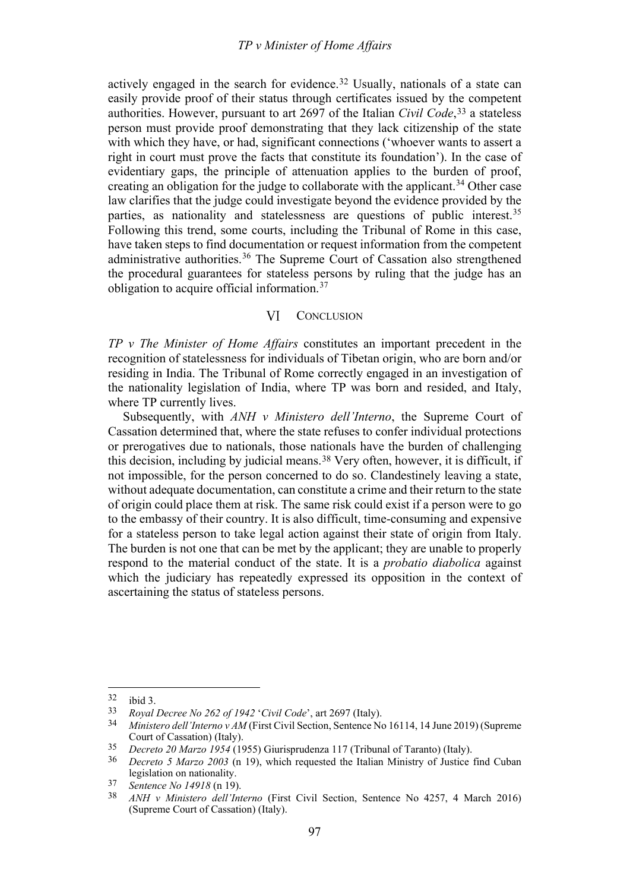actively engaged in the search for evidence.[32] Usually, nationals of a state can easily provide proof of their status through certificates issued by the competent authorities. However, pursuant to art 2697 of the Italian *Civil Code*,[33] a stateless person must provide proof demonstrating that they lack citizenship of the state with which they have, or had, significant connections ('whoever wants to assert a right in court must prove the facts that constitute its foundation'). In the case of evidentiary gaps, the principle of attenuation applies to the burden of proof, creating an obligation for the judge to collaborate with the applicant.[34] Other case law clarifies that the judge could investigate beyond the evidence provided by the parties, as nationality and statelessness are questions of public interest.[35] Following this trend, some courts, including the Tribunal of Rome in this case, have taken steps to find documentation or request information from the competent administrative authorities.[36] The Supreme Court of Cassation also strengthened the procedural guarantees for stateless persons by ruling that the judge has an obligation to acquire official information.[37]

## VI CONCLUSION

*TP v The Minister of Home Affairs* constitutes an important precedent in the recognition of statelessness for individuals of Tibetan origin, who are born and/or residing in India. The Tribunal of Rome correctly engaged in an investigation of the nationality legislation of India, where TP was born and resided, and Italy, where TP currently lives.

Subsequently, with *ANH v Ministero dell'Interno*, the Supreme Court of Cassation determined that, where the state refuses to confer individual protections or prerogatives due to nationals, those nationals have the burden of challenging this decision, including by judicial means.[38] Very often, however, it is difficult, if not impossible, for the person concerned to do so. Clandestinely leaving a state, without adequate documentation, can constitute a crime and their return to the state of origin could place them at risk. The same risk could exist if a person were to go to the embassy of their country. It is also difficult, time-consuming and expensive for a stateless person to take legal action against their state of origin from Italy. The burden is not one that can be met by the applicant; they are unable to properly respond to the material conduct of the state. It is a *probatio diabolica* against which the judiciary has repeatedly expressed its opposition in the context of ascertaining the status of stateless persons.

---

[32] ibid 3.

[33] *Royal Decree No 262 of 1942* '*Civil Code*', art 2697 (Italy).

[34] *Ministero dell'Interno v AM* (First Civil Section, Sentence No 16114, 14 June 2019) (Supreme Court of Cassation) (Italy).

[35] *Decreto 20 Marzo 1954* (1955) Giurisprudenza 117 (Tribunal of Taranto) (Italy).

[36] *Decreto 5 Marzo 2003* (n 19), which requested the Italian Ministry of Justice find Cuban legislation on nationality.

[37] *Sentence No 14918* (n 19).

[38] *ANH v Ministero dell'Interno* (First Civil Section, Sentence No 4257, 4 March 2016) (Supreme Court of Cassation) (Italy).